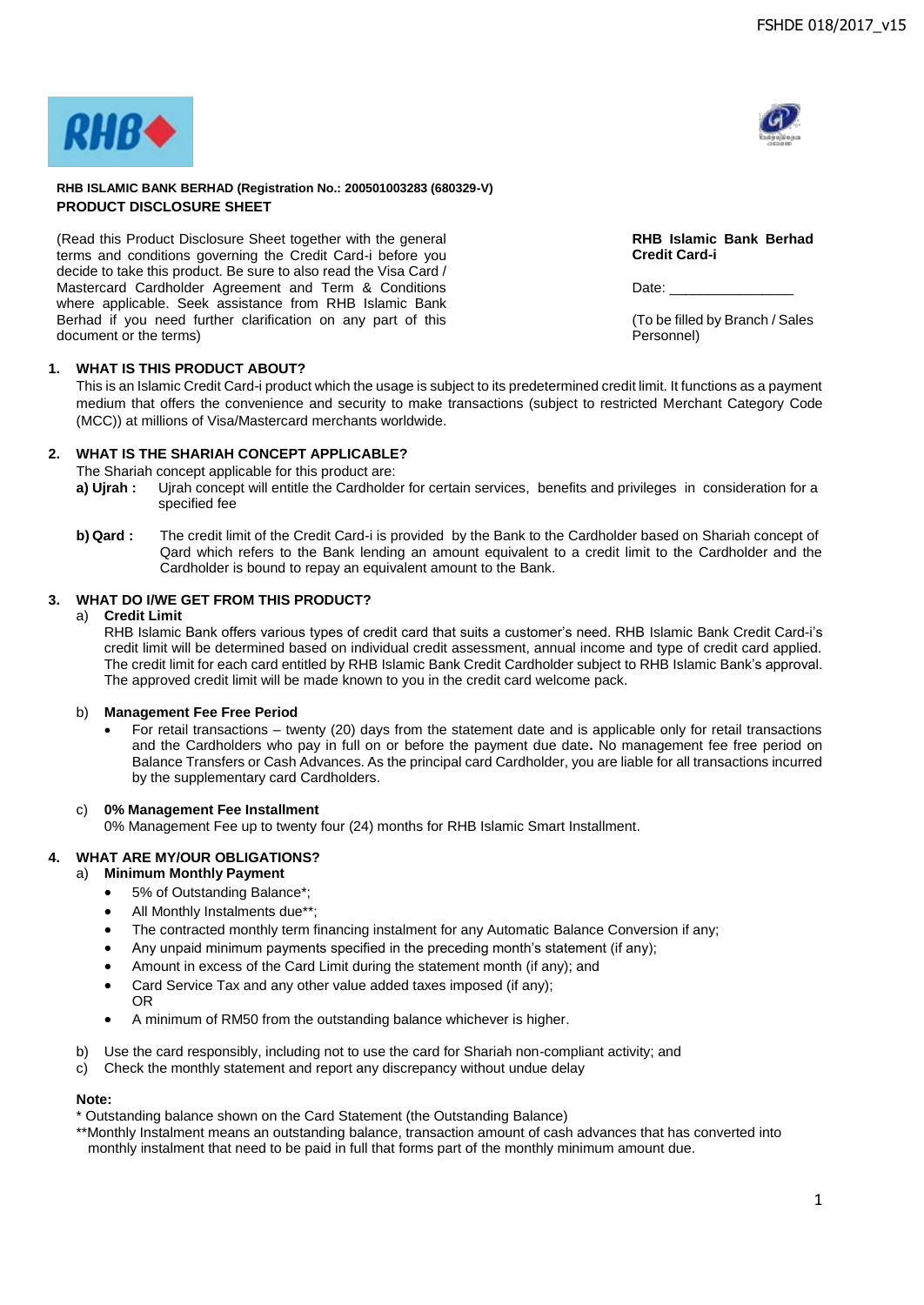FSHDE 018/2017_v15

**RHB ISLAMIC BANK BERHAD (Registration No.: 200501003283 (680329-V)**
**PRODUCT DISCLOSURE SHEET**

(Read this Product Disclosure Sheet together with the general terms and conditions governing the Credit Card-i before you decide to take this product. Be sure to also read the Visa Card / Mastercard Cardholder Agreement and Term & Conditions where applicable. Seek assistance from RHB Islamic Bank Berhad if you need further clarification on any part of this document or the terms)

**RHB Islamic Bank Berhad Credit Card-i**

Date: ________________

(To be filled by Branch / Sales Personnel)

## 1. WHAT IS THIS PRODUCT ABOUT?

This is an Islamic Credit Card-i product which the usage is subject to its predetermined credit limit. It functions as a payment medium that offers the convenience and security to make transactions (subject to restricted Merchant Category Code (MCC)) at millions of Visa/Mastercard merchants worldwide.

## 2. WHAT IS THE SHARIAH CONCEPT APPLICABLE?

The Shariah concept applicable for this product are:

**a) Ujrah :** Ujrah concept will entitle the Cardholder for certain services, benefits and privileges in consideration for a specified fee

**b) Qard :** The credit limit of the Credit Card-i is provided by the Bank to the Cardholder based on Shariah concept of Qard which refers to the Bank lending an amount equivalent to a credit limit to the Cardholder and the Cardholder is bound to repay an equivalent amount to the Bank.

## 3. WHAT DO I/WE GET FROM THIS PRODUCT?

a) **Credit Limit**

RHB Islamic Bank offers various types of credit card that suits a customer's need. RHB Islamic Bank Credit Card-i's credit limit will be determined based on individual credit assessment, annual income and type of credit card applied. The credit limit for each card entitled by RHB Islamic Bank Credit Cardholder subject to RHB Islamic Bank's approval. The approved credit limit will be made known to you in the credit card welcome pack.

b) **Management Fee Free Period**

- For retail transactions – twenty (20) days from the statement date and is applicable only for retail transactions and the Cardholders who pay in full on or before the payment due date**.** No management fee free period on Balance Transfers or Cash Advances. As the principal card Cardholder, you are liable for all transactions incurred by the supplementary card Cardholders.

c) **0% Management Fee Installment**

0% Management Fee up to twenty four (24) months for RHB Islamic Smart Installment.

## 4. WHAT ARE MY/OUR OBLIGATIONS?

a) **Minimum Monthly Payment**

- 5% of Outstanding Balance*;
- All Monthly Instalments due**;
- The contracted monthly term financing instalment for any Automatic Balance Conversion if any;
- Any unpaid minimum payments specified in the preceding month's statement (if any);
- Amount in excess of the Card Limit during the statement month (if any); and
- Card Service Tax and any other value added taxes imposed (if any);
  OR
- A minimum of RM50 from the outstanding balance whichever is higher.

b) Use the card responsibly, including not to use the card for Shariah non-compliant activity; and

c) Check the monthly statement and report any discrepancy without undue delay

**Note:**

* Outstanding balance shown on the Card Statement (the Outstanding Balance)

**Monthly Instalment means an outstanding balance, transaction amount of cash advances that has converted into monthly instalment that need to be paid in full that forms part of the monthly minimum amount due.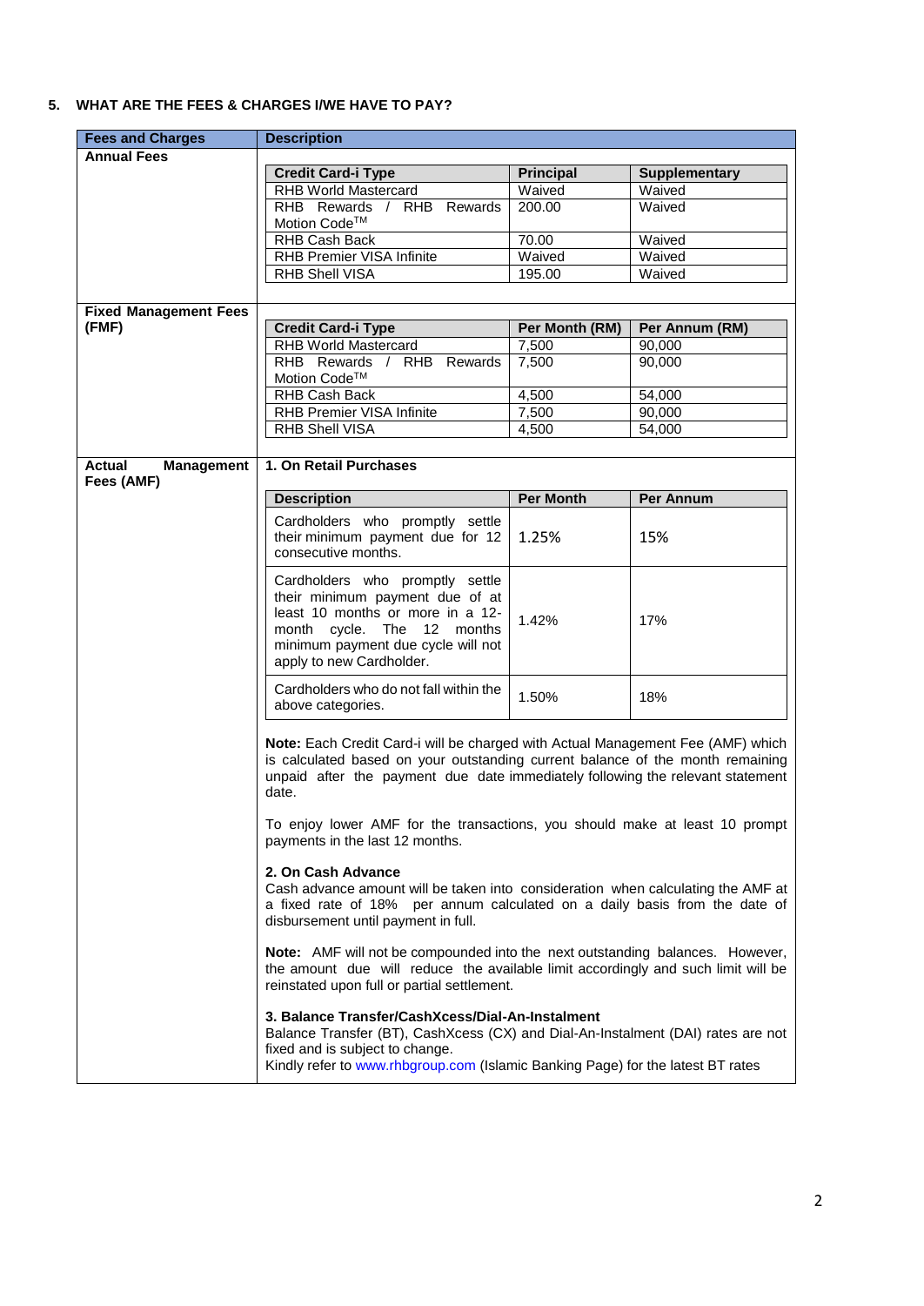## 5. WHAT ARE THE FEES & CHARGES I/WE HAVE TO PAY?

**Fees and Charges** | **Description**

**Annual Fees**

| Credit Card-i Type | Principal | Supplementary |
|---|---|---|
| RHB World Mastercard | Waived | Waived |
| RHB Rewards / RHB Rewards Motion Code™ | 200.00 | Waived |
| RHB Cash Back | 70.00 | Waived |
| RHB Premier VISA Infinite | Waived | Waived |
| RHB Shell VISA | 195.00 | Waived |

**Fixed Management Fees (FMF)**

| Credit Card-i Type | Per Month (RM) | Per Annum (RM) |
|---|---|---|
| RHB World Mastercard | 7,500 | 90,000 |
| RHB Rewards / RHB Rewards Motion Code™ | 7,500 | 90,000 |
| RHB Cash Back | 4,500 | 54,000 |
| RHB Premier VISA Infinite | 7,500 | 90,000 |
| RHB Shell VISA | 4,500 | 54,000 |

**Actual Management Fees (AMF)**

**1. On Retail Purchases**

| Description | Per Month | Per Annum |
|---|---|---|
| Cardholders who promptly settle their minimum payment due for 12 consecutive months. | 1.25% | 15% |
| Cardholders who promptly settle their minimum payment due of at least 10 months or more in a 12-month cycle. The 12 months minimum payment due cycle will not apply to new Cardholder. | 1.42% | 17% |
| Cardholders who do not fall within the above categories. | 1.50% | 18% |

**Note:** Each Credit Card-i will be charged with Actual Management Fee (AMF) which is calculated based on your outstanding current balance of the month remaining unpaid after the payment due date immediately following the relevant statement date.

To enjoy lower AMF for the transactions, you should make at least 10 prompt payments in the last 12 months.

**2. On Cash Advance**

Cash advance amount will be taken into consideration when calculating the AMF at a fixed rate of 18% per annum calculated on a daily basis from the date of disbursement until payment in full.

**Note:** AMF will not be compounded into the next outstanding balances. However, the amount due will reduce the available limit accordingly and such limit will be reinstated upon full or partial settlement.

**3. Balance Transfer/CashXcess/Dial-An-Instalment**

Balance Transfer (BT), CashXcess (CX) and Dial-An-Instalment (DAI) rates are not fixed and is subject to change.
Kindly refer to www.rhbgroup.com (Islamic Banking Page) for the latest BT rates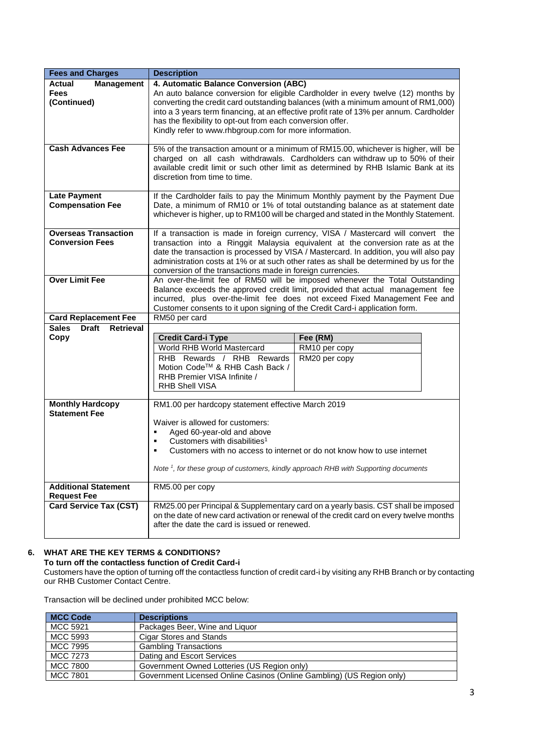| Fees and Charges | Description |
|---|---|
| **Actual Management Fees (Continued)** | **4. Automatic Balance Conversion (ABC)**<br>An auto balance conversion for eligible Cardholder in every twelve (12) months by converting the credit card outstanding balances (with a minimum amount of RM1,000) into a 3 years term financing, at an effective profit rate of 13% per annum. Cardholder has the flexibility to opt-out from each conversion offer.<br>Kindly refer to www.rhbgroup.com for more information. |
| **Cash Advances Fee** | 5% of the transaction amount or a minimum of RM15.00, whichever is higher, will be charged on all cash withdrawals. Cardholders can withdraw up to 50% of their available credit limit or such other limit as determined by RHB Islamic Bank at its discretion from time to time. |
| **Late Payment Compensation Fee** | If the Cardholder fails to pay the Minimum Monthly payment by the Payment Due Date, a minimum of RM10 or 1% of total outstanding balance as at statement date whichever is higher, up to RM100 will be charged and stated in the Monthly Statement. |
| **Overseas Transaction Conversion Fees** | If a transaction is made in foreign currency, VISA / Mastercard will convert the transaction into a Ringgit Malaysia equivalent at the conversion rate as at the date the transaction is processed by VISA / Mastercard. In addition, you will also pay administration costs at 1% or at such other rates as shall be determined by us for the conversion of the transactions made in foreign currencies. |
| **Over Limit Fee** | An over-the-limit fee of RM50 will be imposed whenever the Total Outstanding Balance exceeds the approved credit limit, provided that actual management fee incurred, plus over-the-limit fee does not exceed Fixed Management Fee and Customer consents to it upon signing of the Credit Card-i application form. |
| **Card Replacement Fee** | RM50 per card |
| **Sales Draft Retrieval Copy** | **Credit Card-i Type** — **Fee (RM)**<br>World RHB World Mastercard — RM10 per copy<br>RHB Rewards / RHB Rewards Motion Code™ & RHB Cash Back / RHB Premier VISA Infinite / RHB Shell VISA — RM20 per copy |
| **Monthly Hardcopy Statement Fee** | RM1.00 per hardcopy statement effective March 2019<br><br>Waiver is allowed for customers:<br>▪ Aged 60-year-old and above<br>▪ Customers with disabilities[1]<br>▪ Customers with no access to internet or do not know how to use internet<br><br>*Note [1], for these group of customers, kindly approach RHB with Supporting documents* |
| **Additional Statement Request Fee** | RM5.00 per copy |
| **Card Service Tax (CST)** | RM25.00 per Principal & Supplementary card on a yearly basis. CST shall be imposed on the date of new card activation or renewal of the credit card on every twelve months after the date the card is issued or renewed. |

## 6. WHAT ARE THE KEY TERMS & CONDITIONS?

**To turn off the contactless function of Credit Card-i**

Customers have the option of turning off the contactless function of credit card-i by visiting any RHB Branch or by contacting our RHB Customer Contact Centre.

Transaction will be declined under prohibited MCC below:

| MCC Code | Descriptions |
|---|---|
| MCC 5921 | Packages Beer, Wine and Liquor |
| MCC 5993 | Cigar Stores and Stands |
| MCC 7995 | Gambling Transactions |
| MCC 7273 | Dating and Escort Services |
| MCC 7800 | Government Owned Lotteries (US Region only) |
| MCC 7801 | Government Licensed Online Casinos (Online Gambling) (US Region only) |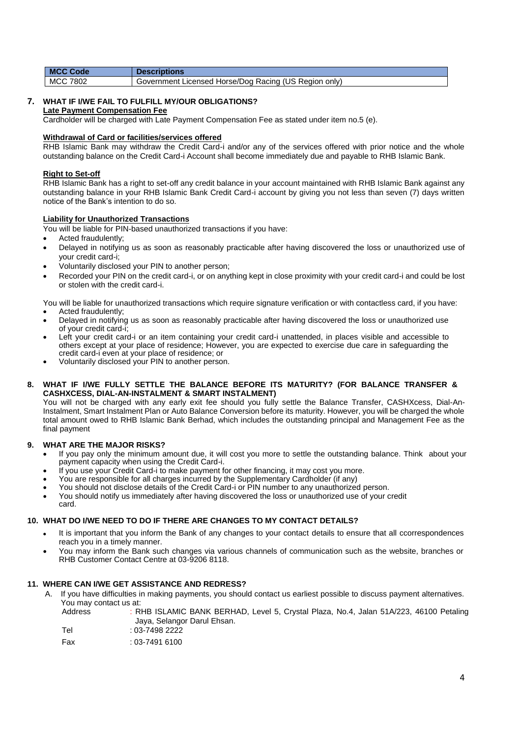| MCC Code | Descriptions |
| --- | --- |
| MCC 7802 | Government Licensed Horse/Dog Racing (US Region only) |

## 7. WHAT IF I/WE FAIL TO FULFILL MY/OUR OBLIGATIONS?

**Late Payment Compensation Fee**

Cardholder will be charged with Late Payment Compensation Fee as stated under item no.5 (e).

**Withdrawal of Card or facilities/services offered**

RHB Islamic Bank may withdraw the Credit Card-i and/or any of the services offered with prior notice and the whole outstanding balance on the Credit Card-i Account shall become immediately due and payable to RHB Islamic Bank.

**Right to Set-off**

RHB Islamic Bank has a right to set-off any credit balance in your account maintained with RHB Islamic Bank against any outstanding balance in your RHB Islamic Bank Credit Card-i account by giving you not less than seven (7) days written notice of the Bank's intention to do so.

**Liability for Unauthorized Transactions**

You will be liable for PIN-based unauthorized transactions if you have:

- Acted fraudulently;
- Delayed in notifying us as soon as reasonably practicable after having discovered the loss or unauthorized use of your credit card-i;
- Voluntarily disclosed your PIN to another person;
- Recorded your PIN on the credit card-i, or on anything kept in close proximity with your credit card-i and could be lost or stolen with the credit card-i.

You will be liable for unauthorized transactions which require signature verification or with contactless card, if you have:

- Acted fraudulently;
- Delayed in notifying us as soon as reasonably practicable after having discovered the loss or unauthorized use of your credit card-i;
- Left your credit card-i or an item containing your credit card-i unattended, in places visible and accessible to others except at your place of residence; However, you are expected to exercise due care in safeguarding the credit card-i even at your place of residence; or
- Voluntarily disclosed your PIN to another person.

## 8. WHAT IF I/WE FULLY SETTLE THE BALANCE BEFORE ITS MATURITY? (FOR BALANCE TRANSFER & CASHXCESS, DIAL-AN-INSTALMENT & SMART INSTALMENT)

You will not be charged with any early exit fee should you fully settle the Balance Transfer, CASHXcess, Dial-An-Instalment, Smart Instalment Plan or Auto Balance Conversion before its maturity. However, you will be charged the whole total amount owed to RHB Islamic Bank Berhad, which includes the outstanding principal and Management Fee as the final payment

## 9. WHAT ARE THE MAJOR RISKS?

- If you pay only the minimum amount due, it will cost you more to settle the outstanding balance. Think about your payment capacity when using the Credit Card-i.
- If you use your Credit Card-i to make payment for other financing, it may cost you more.
- You are responsible for all charges incurred by the Supplementary Cardholder (if any)
- You should not disclose details of the Credit Card-i or PIN number to any unauthorized person.
- You should notify us immediately after having discovered the loss or unauthorized use of your credit card.

## 10. WHAT DO I/WE NEED TO DO IF THERE ARE CHANGES TO MY CONTACT DETAILS?

- It is important that you inform the Bank of any changes to your contact details to ensure that all ccorrespondences reach you in a timely manner.
- You may inform the Bank such changes via various channels of communication such as the website, branches or RHB Customer Contact Centre at 03-9206 8118.

## 11. WHERE CAN I/WE GET ASSISTANCE AND REDRESS?

A. If you have difficulties in making payments, you should contact us earliest possible to discuss payment alternatives. You may contact us at:

| | |
| --- | --- |
| Address | : RHB ISLAMIC BANK BERHAD, Level 5, Crystal Plaza, No.4, Jalan 51A/223, 46100 Petaling Jaya, Selangor Darul Ehsan. |
| Tel | : 03-7498 2222 |
| Fax | : 03-7491 6100 |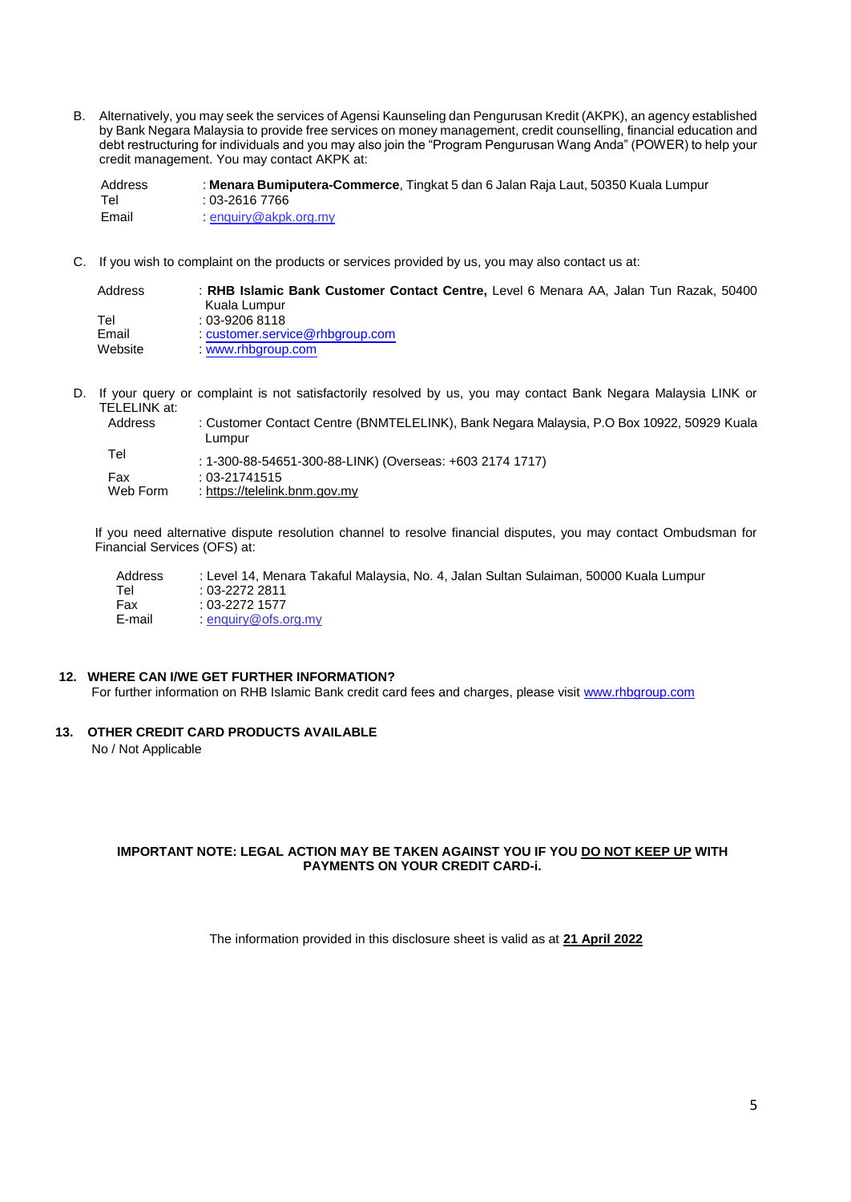B. Alternatively, you may seek the services of Agensi Kaunseling dan Pengurusan Kredit (AKPK), an agency established by Bank Negara Malaysia to provide free services on money management, credit counselling, financial education and debt restructuring for individuals and you may also join the "Program Pengurusan Wang Anda" (POWER) to help your credit management. You may contact AKPK at:

| | |
|---|---|
| Address | : **Menara Bumiputera-Commerce**, Tingkat 5 dan 6 Jalan Raja Laut, 50350 Kuala Lumpur |
| Tel | : 03-2616 7766 |
| Email | : enquiry@akpk.org.my |

C. If you wish to complaint on the products or services provided by us, you may also contact us at:

| | |
|---|---|
| Address | : **RHB Islamic Bank Customer Contact Centre,** Level 6 Menara AA, Jalan Tun Razak, 50400 Kuala Lumpur |
| Tel | : 03-9206 8118 |
| Email | : customer.service@rhbgroup.com |
| Website | : www.rhbgroup.com |

D. If your query or complaint is not satisfactorily resolved by us, you may contact Bank Negara Malaysia LINK or TELELINK at:

| | |
|---|---|
| Address | : Customer Contact Centre (BNMTELELINK), Bank Negara Malaysia, P.O Box 10922, 50929 Kuala Lumpur |
| Tel | : 1-300-88-54651-300-88-LINK) (Overseas: +603 2174 1717) |
| Fax | : 03-21741515 |
| Web Form | : https://telelink.bnm.gov.my |

If you need alternative dispute resolution channel to resolve financial disputes, you may contact Ombudsman for Financial Services (OFS) at:

| | |
|---|---|
| Address | : Level 14, Menara Takaful Malaysia, No. 4, Jalan Sultan Sulaiman, 50000 Kuala Lumpur |
| Tel | : 03-2272 2811 |
| Fax | : 03-2272 1577 |
| E-mail | : enquiry@ofs.org.my |

## 12. WHERE CAN I/WE GET FURTHER INFORMATION?

For further information on RHB Islamic Bank credit card fees and charges, please visit www.rhbgroup.com

## 13. OTHER CREDIT CARD PRODUCTS AVAILABLE

No / Not Applicable

**IMPORTANT NOTE: LEGAL ACTION MAY BE TAKEN AGAINST YOU IF YOU DO NOT KEEP UP WITH PAYMENTS ON YOUR CREDIT CARD-i.**

The information provided in this disclosure sheet is valid as at **21 April 2022**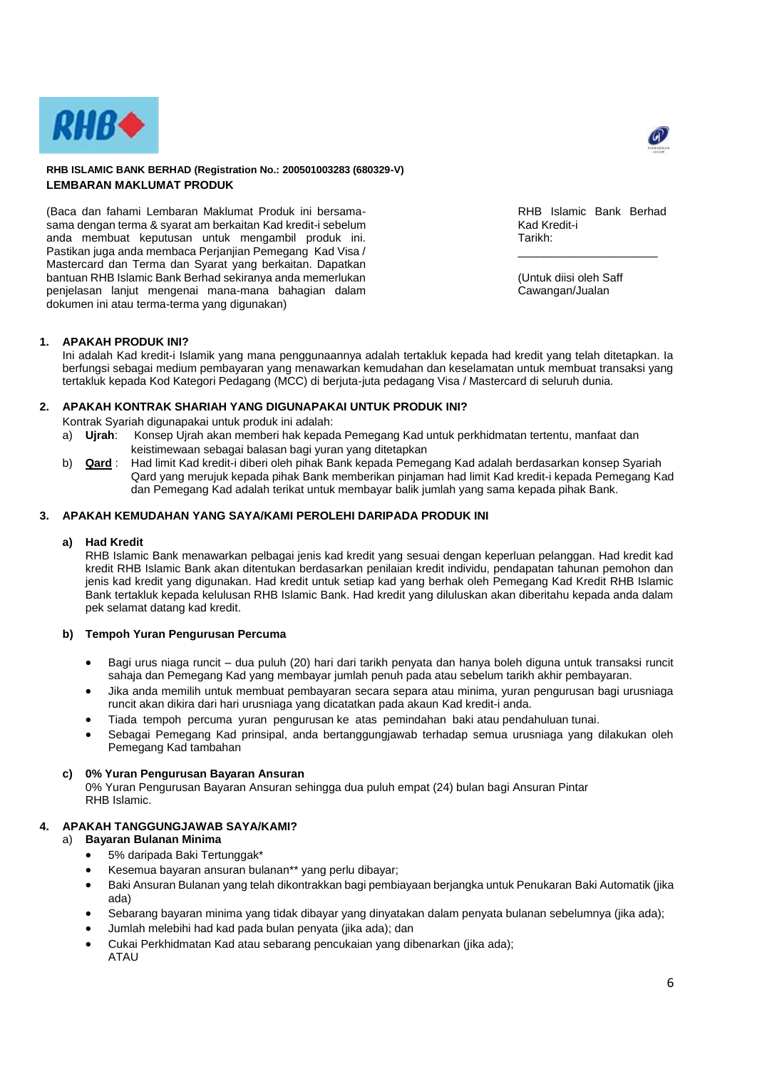**RHB ISLAMIC BANK BERHAD (Registration No.: 200501003283 (680329-V)**
**LEMBARAN MAKLUMAT PRODUK**

(Baca dan fahami Lembaran Maklumat Produk ini bersama-sama dengan terma & syarat am berkaitan Kad kredit-i sebelum anda membuat keputusan untuk mengambil produk ini. Pastikan juga anda membaca Perjanjian Pemegang Kad Visa / Mastercard dan Terma dan Syarat yang berkaitan. Dapatkan bantuan RHB Islamic Bank Berhad sekiranya anda memerlukan penjelasan lanjut mengenai mana-mana bahagian dalam dokumen ini atau terma-terma yang digunakan)

RHB Islamic Bank Berhad
Kad Kredit-i
Tarikh:
______________________

(Untuk diisi oleh Saff Cawangan/Jualan

## 1. APAKAH PRODUK INI?

Ini adalah Kad kredit-i Islamik yang mana penggunaannya adalah tertakluk kepada had kredit yang telah ditetapkan. Ia berfungsi sebagai medium pembayaran yang menawarkan kemudahan dan keselamatan untuk membuat transaksi yang tertakluk kepada Kod Kategori Pedagang (MCC) di berjuta-juta pedagang Visa / Mastercard di seluruh dunia.

## 2. APAKAH KONTRAK SHARIAH YANG DIGUNAPAKAI UNTUK PRODUK INI?

Kontrak Syariah digunapakai untuk produk ini adalah:

a) **Ujrah**: Konsep Ujrah akan memberi hak kepada Pemegang Kad untuk perkhidmatan tertentu, manfaat dan keistimewaan sebagai balasan bagi yuran yang ditetapkan

b) **Qard** : Had limit Kad kredit-i diberi oleh pihak Bank kepada Pemegang Kad adalah berdasarkan konsep Syariah Qard yang merujuk kepada pihak Bank memberikan pinjaman had limit Kad kredit-i kepada Pemegang Kad dan Pemegang Kad adalah terikat untuk membayar balik jumlah yang sama kepada pihak Bank.

## 3. APAKAH KEMUDAHAN YANG SAYA/KAMI PEROLEHI DARIPADA PRODUK INI

### a) Had Kredit

RHB Islamic Bank menawarkan pelbagai jenis kad kredit yang sesuai dengan keperluan pelanggan. Had kredit kad kredit RHB Islamic Bank akan ditentukan berdasarkan penilaian kredit individu, pendapatan tahunan pemohon dan jenis kad kredit yang digunakan. Had kredit untuk setiap kad yang berhak oleh Pemegang Kad Kredit RHB Islamic Bank tertakluk kepada kelulusan RHB Islamic Bank. Had kredit yang diluluskan akan diberitahu kepada anda dalam pek selamat datang kad kredit.

### b) Tempoh Yuran Pengurusan Percuma

- Bagi urus niaga runcit – dua puluh (20) hari dari tarikh penyata dan hanya boleh diguna untuk transaksi runcit sahaja dan Pemegang Kad yang membayar jumlah penuh pada atau sebelum tarikh akhir pembayaran.
- Jika anda memilih untuk membuat pembayaran secara separa atau minima, yuran pengurusan bagi urusniaga runcit akan dikira dari hari urusniaga yang dicatatkan pada akaun Kad kredit-i anda.
- Tiada tempoh percuma yuran pengurusan ke atas pemindahan baki atau pendahuluan tunai.
- Sebagai Pemegang Kad prinsipal, anda bertanggungjawab terhadap semua urusniaga yang dilakukan oleh Pemegang Kad tambahan

### c) 0% Yuran Pengurusan Bayaran Ansuran

0% Yuran Pengurusan Bayaran Ansuran sehingga dua puluh empat (24) bulan bagi Ansuran Pintar RHB Islamic.

## 4. APAKAH TANGGUNGJAWAB SAYA/KAMI?

a) **Bayaran Bulanan Minima**

- 5% daripada Baki Tertunggak*
- Kesemua bayaran ansuran bulanan** yang perlu dibayar;
- Baki Ansuran Bulanan yang telah dikontrakkan bagi pembiayaan berjangka untuk Penukaran Baki Automatik (jika ada)
- Sebarang bayaran minima yang tidak dibayar yang dinyatakan dalam penyata bulanan sebelumnya (jika ada);
- Jumlah melebihi had kad pada bulan penyata (jika ada); dan
- Cukai Perkhidmatan Kad atau sebarang pencukaian yang dibenarkan (jika ada);
  ATAU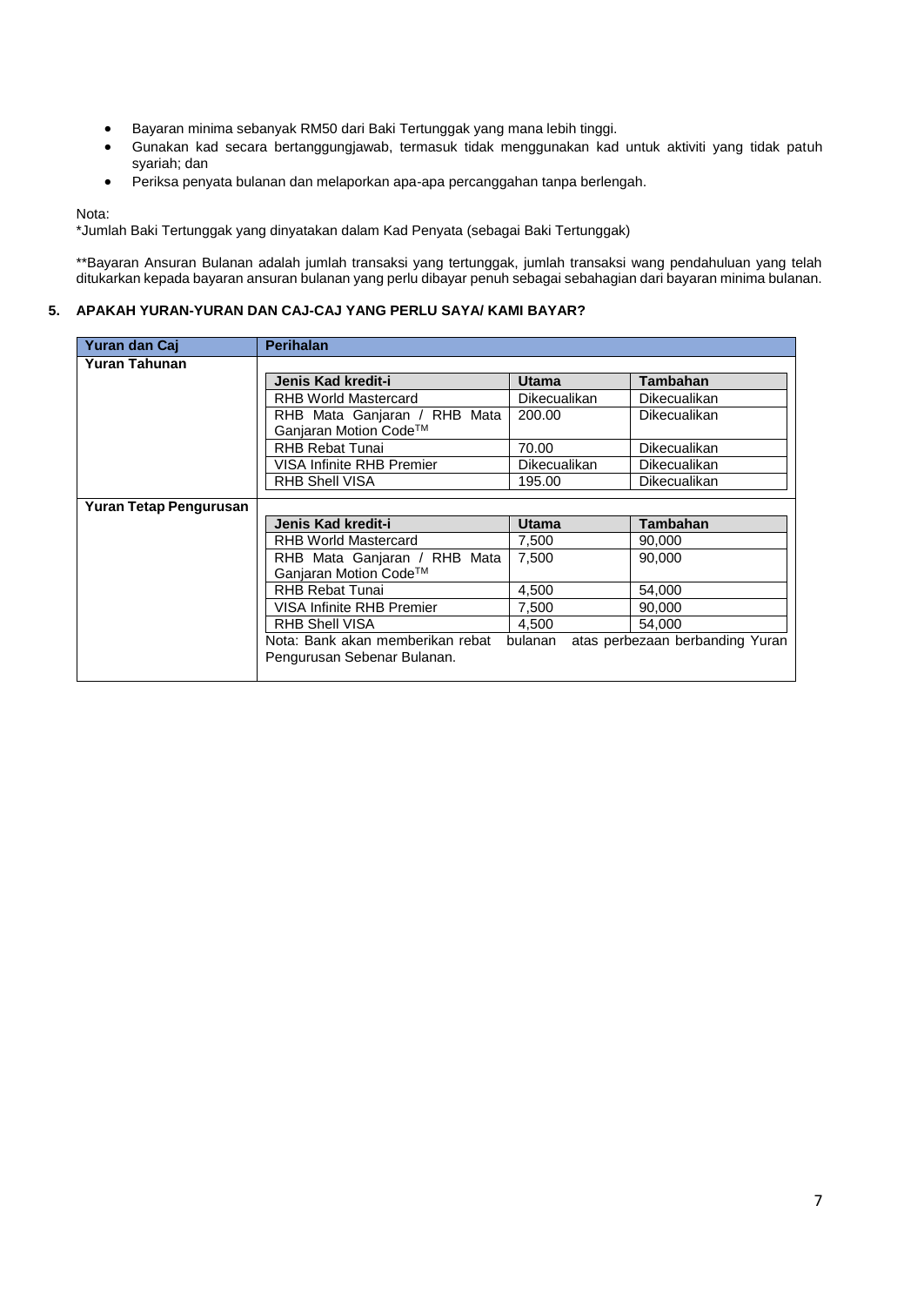- Bayaran minima sebanyak RM50 dari Baki Tertunggak yang mana lebih tinggi.
- Gunakan kad secara bertanggungjawab, termasuk tidak menggunakan kad untuk aktiviti yang tidak patuh syariah; dan
- Periksa penyata bulanan dan melaporkan apa-apa percanggahan tanpa berlengah.

Nota:
*Jumlah Baki Tertunggak yang dinyatakan dalam Kad Penyata (sebagai Baki Tertunggak)

**Bayaran Ansuran Bulanan adalah jumlah transaksi yang tertunggak, jumlah transaksi wang pendahuluan yang telah ditukarkan kepada bayaran ansuran bulanan yang perlu dibayar penuh sebagai sebahagian dari bayaran minima bulanan.

**5. APAKAH YURAN-YURAN DAN CAJ-CAJ YANG PERLU SAYA/ KAMI BAYAR?**

| Yuran dan Caj | Perihalan | | |
|---|---|---|---|
| **Yuran Tahunan** | **Jenis Kad kredit-i** | **Utama** | **Tambahan** |
| | RHB World Mastercard | Dikecualikan | Dikecualikan |
| | RHB Mata Ganjaran / RHB Mata Ganjaran Motion Code™ | 200.00 | Dikecualikan |
| | RHB Rebat Tunai | 70.00 | Dikecualikan |
| | VISA Infinite RHB Premier | Dikecualikan | Dikecualikan |
| | RHB Shell VISA | 195.00 | Dikecualikan |
| **Yuran Tetap Pengurusan** | **Jenis Kad kredit-i** | **Utama** | **Tambahan** |
| | RHB World Mastercard | 7,500 | 90,000 |
| | RHB Mata Ganjaran / RHB Mata Ganjaran Motion Code™ | 7,500 | 90,000 |
| | RHB Rebat Tunai | 4,500 | 54,000 |
| | VISA Infinite RHB Premier | 7,500 | 90,000 |
| | RHB Shell VISA | 4,500 | 54,000 |
| | Nota: Bank akan memberikan rebat bulanan atas perbezaan berbanding Yuran Pengurusan Sebenar Bulanan. | | |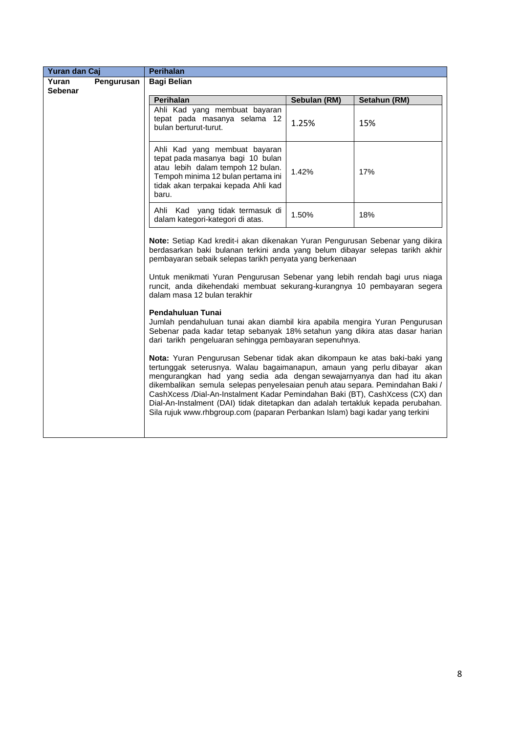| Yuran dan Caj | Perihalan |
| --- | --- |
| Yuran Pengurusan Sebenar | **Bagi Belian** |

| Perihalan | Sebulan (RM) | Setahun (RM) |
| --- | --- | --- |
| Ahli Kad yang membuat bayaran tepat pada masanya selama 12 bulan berturut-turut. | 1.25% | 15% |
| Ahli Kad yang membuat bayaran tepat pada masanya bagi 10 bulan atau lebih dalam tempoh 12 bulan. Tempoh minima 12 bulan pertama ini tidak akan terpakai kepada Ahli kad baru. | 1.42% | 17% |
| Ahli Kad yang tidak termasuk di dalam kategori-kategori di atas. | 1.50% | 18% |

**Note:** Setiap Kad kredit-i akan dikenakan Yuran Pengurusan Sebenar yang dikira berdasarkan baki bulanan terkini anda yang belum dibayar selepas tarikh akhir pembayaran sebaik selepas tarikh penyata yang berkenaan

Untuk menikmati Yuran Pengurusan Sebenar yang lebih rendah bagi urus niaga runcit, anda dikehendaki membuat sekurang-kurangnya 10 pembayaran segera dalam masa 12 bulan terakhir

**Pendahuluan Tunai**
Jumlah pendahuluan tunai akan diambil kira apabila mengira Yuran Pengurusan Sebenar pada kadar tetap sebanyak 18% setahun yang dikira atas dasar harian dari tarikh pengeluaran sehingga pembayaran sepenuhnya.

**Nota:** Yuran Pengurusan Sebenar tidak akan dikompaun ke atas baki-baki yang tertunggak seterusnya. Walau bagaimanapun, amaun yang perlu dibayar akan mengurangkan had yang sedia ada dengan sewajarnyanya dan had itu akan dikembalikan semula selepas penyelesaian penuh atau separa. Pemindahan Baki / CashXcess /Dial-An-Instalment Kadar Pemindahan Baki (BT), CashXcess (CX) dan Dial-An-Instalment (DAI) tidak ditetapkan dan adalah tertakluk kepada perubahan. Sila rujuk www.rhbgroup.com (paparan Perbankan Islam) bagi kadar yang terkini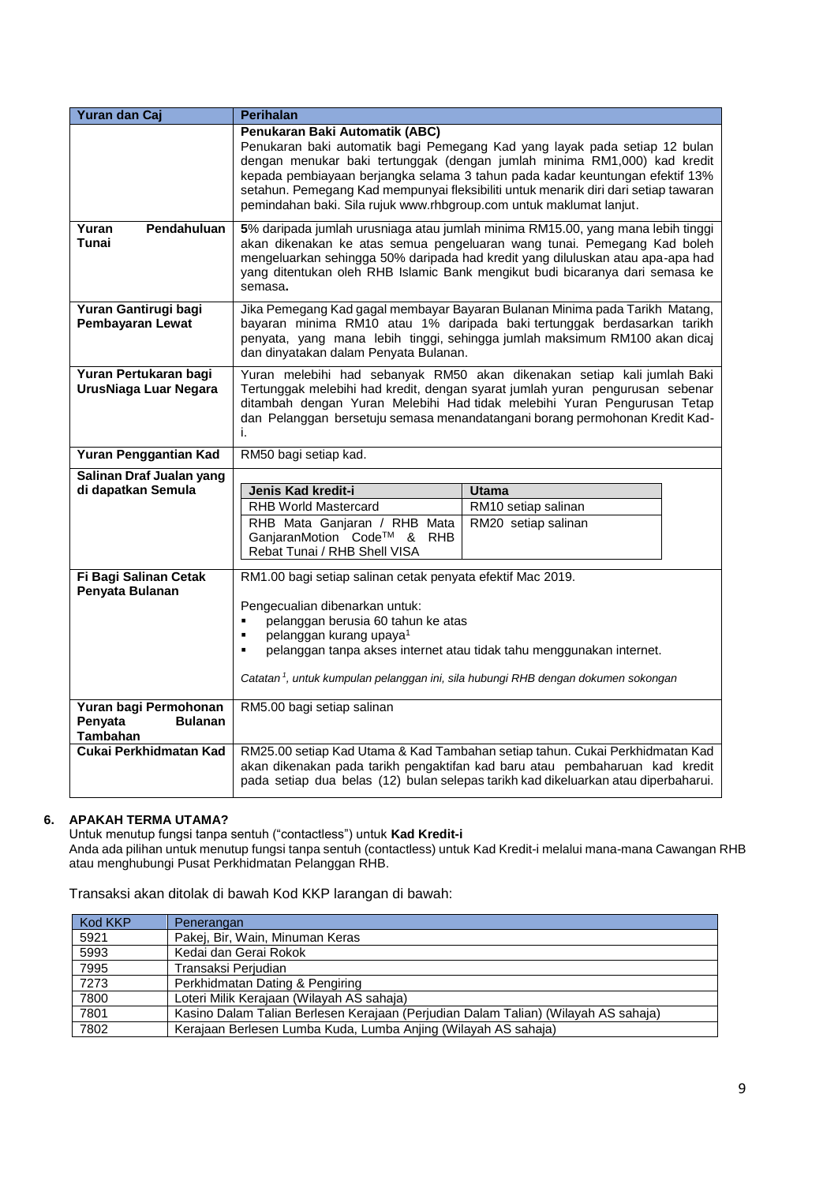| Yuran dan Caj | Perihalan |
|---|---|
| | **Penukaran Baki Automatik (ABC)**<br>Penukaran baki automatik bagi Pemegang Kad yang layak pada setiap 12 bulan dengan menukar baki tertunggak (dengan jumlah minima RM1,000) kad kredit kepada pembiayaan berjangka selama 3 tahun pada kadar keuntungan efektif 13% setahun. Pemegang Kad mempunyai fleksibiliti untuk menarik diri dari setiap tawaran pemindahan baki. Sila rujuk www.rhbgroup.com untuk maklumat lanjut. |
| **Yuran Pendahuluan Tunai** | **5**% daripada jumlah urusniaga atau jumlah minima RM15.00, yang mana lebih tinggi akan dikenakan ke atas semua pengeluaran wang tunai. Pemegang Kad boleh mengeluarkan sehingga 50% daripada had kredit yang diluluskan atau apa-apa had yang ditentukan oleh RHB Islamic Bank mengikut budi bicaranya dari semasa ke semasa**.** |
| **Yuran Gantirugi bagi Pembayaran Lewat** | Jika Pemegang Kad gagal membayar Bayaran Bulanan Minima pada Tarikh Matang, bayaran minima RM10 atau 1% daripada baki tertunggak berdasarkan tarikh penyata, yang mana lebih tinggi, sehingga jumlah maksimum RM100 akan dicaj dan dinyatakan dalam Penyata Bulanan. |
| **Yuran Pertukaran bagi UrusNiaga Luar Negara** | Yuran melebihi had sebanyak RM50 akan dikenakan setiap kali jumlah Baki Tertunggak melebihi had kredit, dengan syarat jumlah yuran pengurusan sebenar ditambah dengan Yuran Melebihi Had tidak melebihi Yuran Pengurusan Tetap dan Pelanggan bersetuju semasa menandatangani borang permohonan Kredit Kad-i. |
| **Yuran Penggantian Kad** | RM50 bagi setiap kad. |
| **Salinan Draf Jualan yang di dapatkan Semula** | **Jenis Kad kredit-i** — **Utama**<br>RHB World Mastercard — RM10 setiap salinan<br>RHB Mata Ganjaran / RHB Mata GanjaranMotion Code™ & RHB Rebat Tunai / RHB Shell VISA — RM20 setiap salinan |
| **Fi Bagi Salinan Cetak Penyata Bulanan** | RM1.00 bagi setiap salinan cetak penyata efektif Mac 2019.<br><br>Pengecualian dibenarkan untuk:<br>▪ pelanggan berusia 60 tahun ke atas<br>▪ pelanggan kurang upaya[1]<br>▪ pelanggan tanpa akses internet atau tidak tahu menggunakan internet.<br><br>*Catatan [1], untuk kumpulan pelanggan ini, sila hubungi RHB dengan dokumen sokongan* |
| **Yuran bagi Permohonan Penyata Bulanan Tambahan** | RM5.00 bagi setiap salinan |
| **Cukai Perkhidmatan Kad** | RM25.00 setiap Kad Utama & Kad Tambahan setiap tahun. Cukai Perkhidmatan Kad akan dikenakan pada tarikh pengaktifan kad baru atau pembaharuan kad kredit pada setiap dua belas (12) bulan selepas tarikh kad dikeluarkan atau diperbaharui. |

## 6. APAKAH TERMA UTAMA?

Untuk menutup fungsi tanpa sentuh ("contactless") untuk **Kad Kredit-i**

Anda ada pilihan untuk menutup fungsi tanpa sentuh (contactless) untuk Kad Kredit-i melalui mana-mana Cawangan RHB atau menghubungi Pusat Perkhidmatan Pelanggan RHB.

Transaksi akan ditolak di bawah Kod KKP larangan di bawah:

| Kod KKP | Penerangan |
|---|---|
| 5921 | Pakej, Bir, Wain, Minuman Keras |
| 5993 | Kedai dan Gerai Rokok |
| 7995 | Transaksi Perjudian |
| 7273 | Perkhidmatan Dating & Pengiring |
| 7800 | Loteri Milik Kerajaan (Wilayah AS sahaja) |
| 7801 | Kasino Dalam Talian Berlesen Kerajaan (Perjudian Dalam Talian) (Wilayah AS sahaja) |
| 7802 | Kerajaan Berlesen Lumba Kuda, Lumba Anjing (Wilayah AS sahaja) |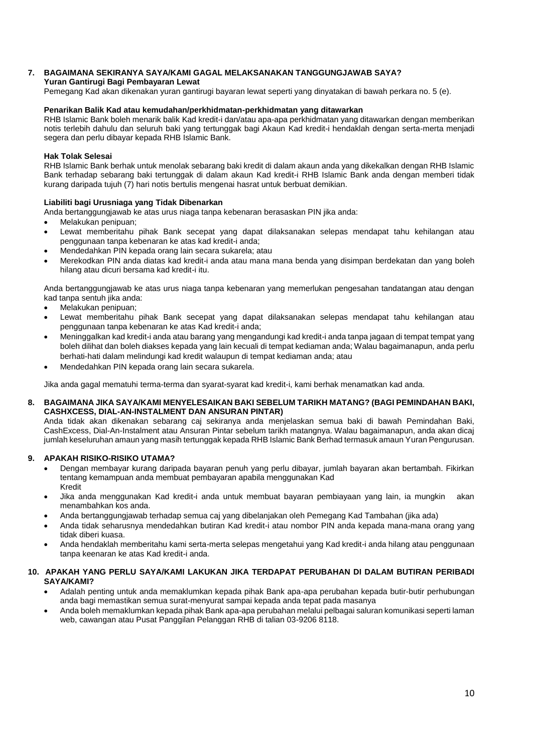## 7. BAGAIMANA SEKIRANYA SAYA/KAMI GAGAL MELAKSANAKAN TANGGUNGJAWAB SAYA?

**Yuran Gantirugi Bagi Pembayaran Lewat**

Pemegang Kad akan dikenakan yuran gantirugi bayaran lewat seperti yang dinyatakan di bawah perkara no. 5 (e).

**Penarikan Balik Kad atau kemudahan/perkhidmatan-perkhidmatan yang ditawarkan**

RHB Islamic Bank boleh menarik balik Kad kredit-i dan/atau apa-apa perkhidmatan yang ditawarkan dengan memberikan notis terlebih dahulu dan seluruh baki yang tertunggak bagi Akaun Kad kredit-i hendaklah dengan serta-merta menjadi segera dan perlu dibayar kepada RHB Islamic Bank.

**Hak Tolak Selesai**

RHB Islamic Bank berhak untuk menolak sebarang baki kredit di dalam akaun anda yang dikekalkan dengan RHB Islamic Bank terhadap sebarang baki tertunggak di dalam akaun Kad kredit-i RHB Islamic Bank anda dengan memberi tidak kurang daripada tujuh (7) hari notis bertulis mengenai hasrat untuk berbuat demikian.

**Liabiliti bagi Urusniaga yang Tidak Dibenarkan**

Anda bertanggungjawab ke atas urus niaga tanpa kebenaran berasaskan PIN jika anda:

- Melakukan penipuan;
- Lewat memberitahu pihak Bank secepat yang dapat dilaksanakan selepas mendapat tahu kehilangan atau penggunaan tanpa kebenaran ke atas kad kredit-i anda;
- Mendedahkan PIN kepada orang lain secara sukarela; atau
- Merekodkan PIN anda diatas kad kredit-i anda atau mana mana benda yang disimpan berdekatan dan yang boleh hilang atau dicuri bersama kad kredit-i itu.

Anda bertanggungjawab ke atas urus niaga tanpa kebenaran yang memerlukan pengesahan tandatangan atau dengan kad tanpa sentuh jika anda:

- Melakukan penipuan;
- Lewat memberitahu pihak Bank secepat yang dapat dilaksanakan selepas mendapat tahu kehilangan atau penggunaan tanpa kebenaran ke atas Kad kredit-i anda;
- Meninggalkan kad kredit-i anda atau barang yang mengandungi kad kredit-i anda tanpa jagaan di tempat tempat yang boleh dilihat dan boleh diakses kepada yang lain kecuali di tempat kediaman anda; Walau bagaimanapun, anda perlu berhati-hati dalam melindungi kad kredit walaupun di tempat kediaman anda; atau
- Mendedahkan PIN kepada orang lain secara sukarela.

Jika anda gagal mematuhi terma-terma dan syarat-syarat kad kredit-i, kami berhak menamatkan kad anda.

## 8. BAGAIMANA JIKA SAYA/KAMI MENYELESAIKAN BAKI SEBELUM TARIKH MATANG? (BAGI PEMINDAHAN BAKI, CASHXCESS, DIAL-AN-INSTALMENT DAN ANSURAN PINTAR)

Anda tidak akan dikenakan sebarang caj sekiranya anda menjelaskan semua baki di bawah Pemindahan Baki, CashExcess, Dial-An-Instalment atau Ansuran Pintar sebelum tarikh matangnya. Walau bagaimanapun, anda akan dicaj jumlah keseluruhan amaun yang masih tertunggak kepada RHB Islamic Bank Berhad termasuk amaun Yuran Pengurusan.

## 9. APAKAH RISIKO-RISIKO UTAMA?

- Dengan membayar kurang daripada bayaran penuh yang perlu dibayar, jumlah bayaran akan bertambah. Fikirkan tentang kemampuan anda membuat pembayaran apabila menggunakan Kad Kredit
- Jika anda menggunakan Kad kredit-i anda untuk membuat bayaran pembiayaan yang lain, ia mungkin akan menambahkan kos anda.
- Anda bertanggungjawab terhadap semua caj yang dibelanjakan oleh Pemegang Kad Tambahan (jika ada)
- Anda tidak seharusnya mendedahkan butiran Kad kredit-i atau nombor PIN anda kepada mana-mana orang yang tidak diberi kuasa.
- Anda hendaklah memberitahu kami serta-merta selepas mengetahui yang Kad kredit-i anda hilang atau penggunaan tanpa keenaran ke atas Kad kredit-i anda.

## 10. APAKAH YANG PERLU SAYA/KAMI LAKUKAN JIKA TERDAPAT PERUBAHAN DI DALAM BUTIRAN PERIBADI SAYA/KAMI?

- Adalah penting untuk anda memaklumkan kepada pihak Bank apa-apa perubahan kepada butir-butir perhubungan anda bagi memastikan semua surat-menyurat sampai kepada anda tepat pada masanya
- Anda boleh memaklumkan kepada pihak Bank apa-apa perubahan melalui pelbagai saluran komunikasi seperti laman web, cawangan atau Pusat Panggilan Pelanggan RHB di talian 03-9206 8118.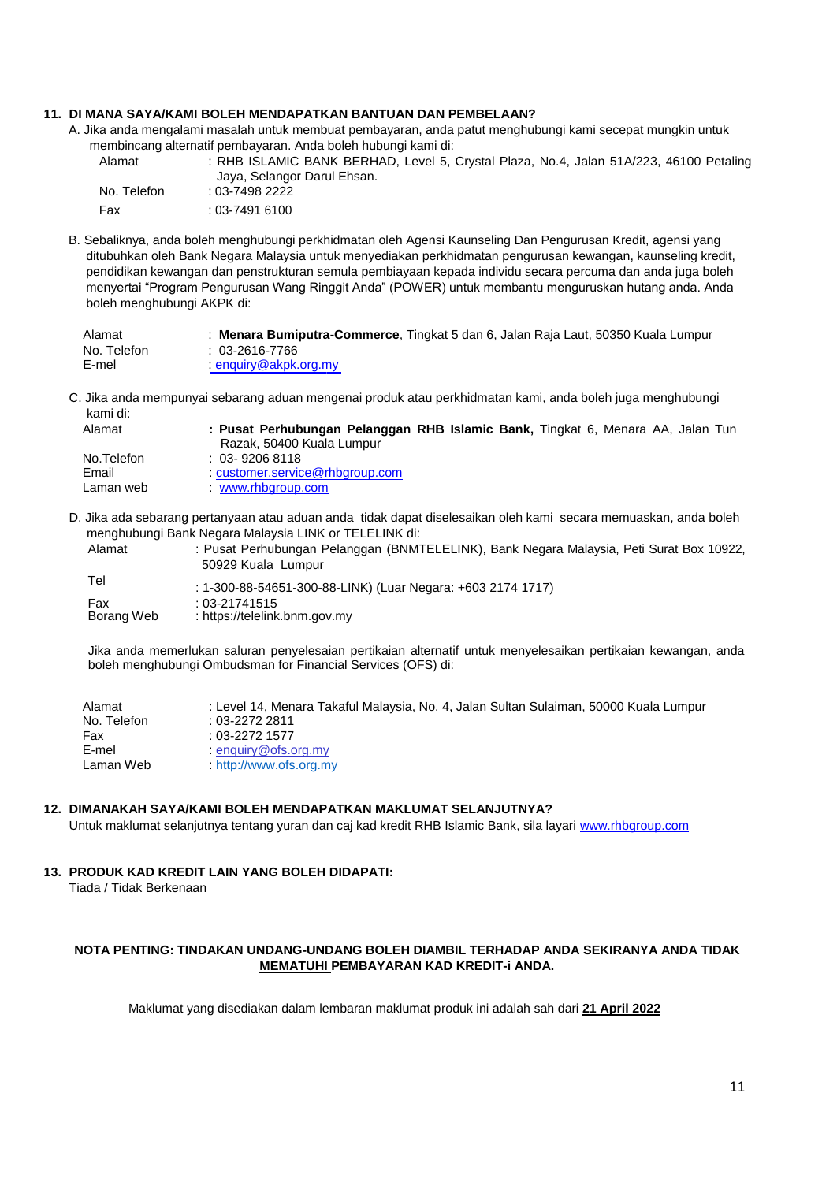## 11. DI MANA SAYA/KAMI BOLEH MENDAPATKAN BANTUAN DAN PEMBELAAN?

A. Jika anda mengalami masalah untuk membuat pembayaran, anda patut menghubungi kami secepat mungkin untuk membincang alternatif pembayaran. Anda boleh hubungi kami di:

| | |
|---|---|
| Alamat | : RHB ISLAMIC BANK BERHAD, Level 5, Crystal Plaza, No.4, Jalan 51A/223, 46100 Petaling Jaya, Selangor Darul Ehsan. |
| No. Telefon | : 03-7498 2222 |
| Fax | : 03-7491 6100 |

B. Sebaliknya, anda boleh menghubungi perkhidmatan oleh Agensi Kaunseling Dan Pengurusan Kredit, agensi yang ditubuhkan oleh Bank Negara Malaysia untuk menyediakan perkhidmatan pengurusan kewangan, kaunseling kredit, pendidikan kewangan dan penstrukturan semula pembiayaan kepada individu secara percuma dan anda juga boleh menyertai "Program Pengurusan Wang Ringgit Anda" (POWER) untuk membantu menguruskan hutang anda. Anda boleh menghubungi AKPK di:

| | |
|---|---|
| Alamat | : **Menara Bumiputra-Commerce**, Tingkat 5 dan 6, Jalan Raja Laut, 50350 Kuala Lumpur |
| No. Telefon | : 03-2616-7766 |
| E-mel | : enquiry@akpk.org.my |

C. Jika anda mempunyai sebarang aduan mengenai produk atau perkhidmatan kami, anda boleh juga menghubungi kami di:

| | |
|---|---|
| Alamat | : **Pusat Perhubungan Pelanggan RHB Islamic Bank,** Tingkat 6, Menara AA, Jalan Tun Razak, 50400 Kuala Lumpur |
| No.Telefon | : 03- 9206 8118 |
| Email | : customer.service@rhbgroup.com |
| Laman web | : www.rhbgroup.com |

D. Jika ada sebarang pertanyaan atau aduan anda tidak dapat diselesaikan oleh kami secara memuaskan, anda boleh menghubungi Bank Negara Malaysia LINK or TELELINK di:

| | |
|---|---|
| Alamat | : Pusat Perhubungan Pelanggan (BNMTELELINK), Bank Negara Malaysia, Peti Surat Box 10922, 50929 Kuala Lumpur |
| Tel | : 1-300-88-54651-300-88-LINK) (Luar Negara: +603 2174 1717) |
| Fax | : 03-21741515 |
| Borang Web | : https://telelink.bnm.gov.my |

Jika anda memerlukan saluran penyelesaian pertikaian alternatif untuk menyelesaikan pertikaian kewangan, anda boleh menghubungi Ombudsman for Financial Services (OFS) di:

| | |
|---|---|
| Alamat | : Level 14, Menara Takaful Malaysia, No. 4, Jalan Sultan Sulaiman, 50000 Kuala Lumpur |
| No. Telefon | : 03-2272 2811 |
| Fax | : 03-2272 1577 |
| E-mel | : enquiry@ofs.org.my |
| Laman Web | : http://www.ofs.org.my |

## 12. DIMANAKAH SAYA/KAMI BOLEH MENDAPATKAN MAKLUMAT SELANJUTNYA?

Untuk maklumat selanjutnya tentang yuran dan caj kad kredit RHB Islamic Bank, sila layari www.rhbgroup.com

## 13. PRODUK KAD KREDIT LAIN YANG BOLEH DIDAPATI:

Tiada / Tidak Berkenaan

**NOTA PENTING: TINDAKAN UNDANG-UNDANG BOLEH DIAMBIL TERHADAP ANDA SEKIRANYA ANDA TIDAK MEMATUHI PEMBAYARAN KAD KREDIT-i ANDA.**

Maklumat yang disediakan dalam lembaran maklumat produk ini adalah sah dari **21 April 2022**